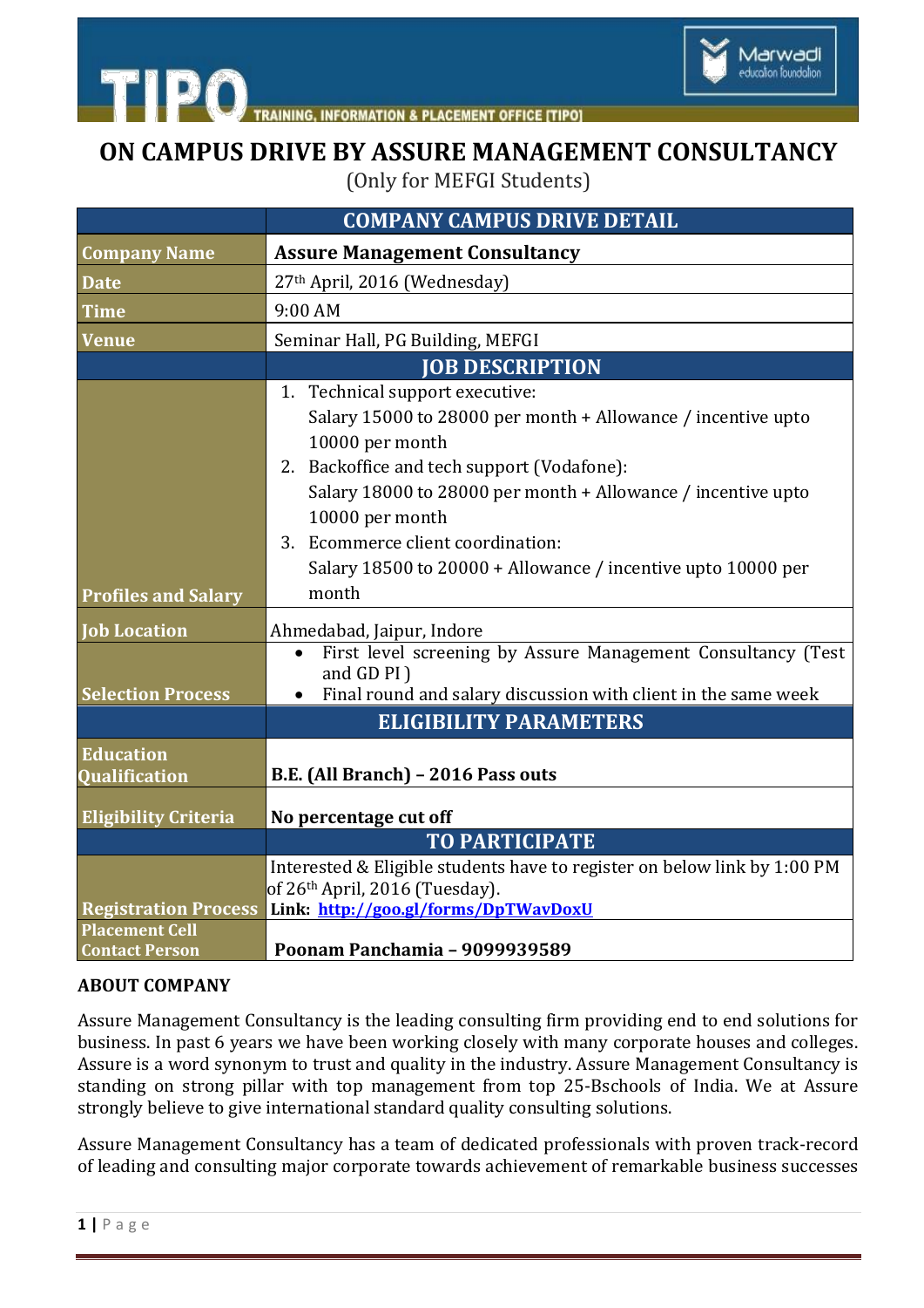# ON CAMPUS DRIVE BY ASSURE MANAGEMENT CONSULTANCY

(Only for MEFGI Students)

| | COMPANY CAMPUS DRIVE DETAIL |
|---|---|
| **Company Name** | **Assure Management Consultancy** |
| **Date** | 27th April, 2016 (Wednesday) |
| **Time** | 9:00 AM |
| **Venue** | Seminar Hall, PG Building, MEFGI |
| | **JOB DESCRIPTION** |
| **Profiles and Salary** | 1. Technical support executive: Salary 15000 to 28000 per month + Allowance / incentive upto 10000 per month<br>2. Backoffice and tech support (Vodafone): Salary 18000 to 28000 per month + Allowance / incentive upto 10000 per month<br>3. Ecommerce client coordination: Salary 18500 to 20000 + Allowance / incentive upto 10000 per month |
| **Job Location** | Ahmedabad, Jaipur, Indore |
| **Selection Process** | • First level screening by Assure Management Consultancy (Test and GD PI )<br>• Final round and salary discussion with client in the same week |
| | **ELIGIBILITY PARAMETERS** |
| **Education Qualification** | **B.E. (All Branch) – 2016 Pass outs** |
| **Eligibility Criteria** | **No percentage cut off** |
| | **TO PARTICIPATE** |
| **Registration Process** | Interested & Eligible students have to register on below link by 1:00 PM of 26th April, 2016 (Tuesday).<br>**Link: [http://goo.gl/forms/DpTWavDoxU](http://goo.gl/forms/DpTWavDoxU)** |
| **Placement Cell Contact Person** | **Poonam Panchamia – 9099939589** |

**ABOUT COMPANY**

Assure Management Consultancy is the leading consulting firm providing end to end solutions for business. In past 6 years we have been working closely with many corporate houses and colleges. Assure is a word synonym to trust and quality in the industry. Assure Management Consultancy is standing on strong pillar with top management from top 25-Bschools of India. We at Assure strongly believe to give international standard quality consulting solutions.

Assure Management Consultancy has a team of dedicated professionals with proven track-record of leading and consulting major corporate towards achievement of remarkable business successes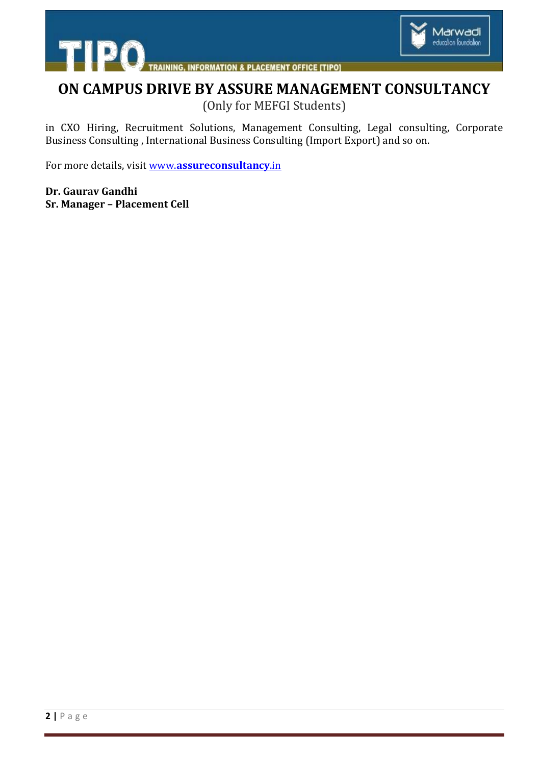# ON CAMPUS DRIVE BY ASSURE MANAGEMENT CONSULTANCY

(Only for MEFGI Students)

in CXO Hiring, Recruitment Solutions, Management Consulting, Legal consulting, Corporate Business Consulting , International Business Consulting (Import Export) and so on.

For more details, visit www.**assureconsultancy**.in

**Dr. Gaurav Gandhi**
**Sr. Manager – Placement Cell**